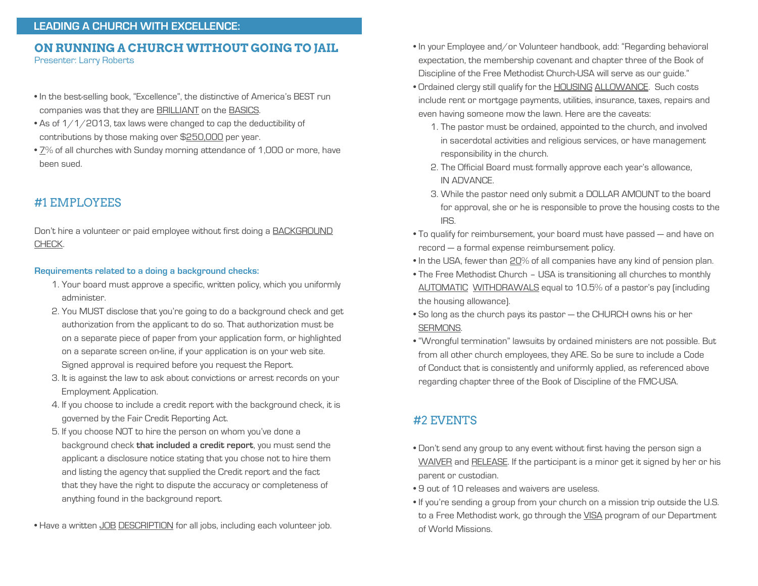## LEADING A CHURCH WITH EXCELLENCE:

# ON RUNNING A CHURCH WITHOUT GOING TO JAIL

Presenter: Larry Roberts

- In the best-selling book, "Excellence", the distinctive of America's BEST run companies was that they are BRILLIANT on the BASICS.
- As of 1/1/2013, tax laws were changed to cap the deductibility of contributions by those making over $250,000 per year.
- 7% of all churches with Sunday morning attendance of 1,000 or more, have been sued.

## #1 EMPLOYEES

Don't hire a volunteer or paid employee without first doing a BACKGROUND CHECK.

### Requirements related to a doing a background checks:

1. Your board must approve a specific, written policy, which you uniformly administer.
2. You MUST disclose that you're going to do a background check and get authorization from the applicant to do so. That authorization must be on a separate piece of paper from your application form, or highlighted on a separate screen on-line, if your application is on your web site. Signed approval is required before you request the Report.
3. It is against the law to ask about convictions or arrest records on your Employment Application.
4. If you choose to include a credit report with the background check, it is governed by the Fair Credit Reporting Act.
5. If you choose NOT to hire the person on whom you've done a background check **that included a credit report**, you must send the applicant a disclosure notice stating that you chose not to hire them and listing the agency that supplied the Credit report and the fact that they have the right to dispute the accuracy or completeness of anything found in the background report.

- Have a written JOB DESCRIPTION for all jobs, including each volunteer job.
- In your Employee and/or Volunteer handbook, add: "Regarding behavioral expectation, the membership covenant and chapter three of the Book of Discipline of the Free Methodist Church-USA will serve as our guide."
- Ordained clergy still qualify for the HOUSING ALLOWANCE. Such costs include rent or mortgage payments, utilities, insurance, taxes, repairs and even having someone mow the lawn. Here are the caveats:
  1. The pastor must be ordained, appointed to the church, and involved in sacerdotal activities and religious services, or have management responsibility in the church.
  2. The Official Board must formally approve each year's allowance, IN ADVANCE.
  3. While the pastor need only submit a DOLLAR AMOUNT to the board for approval, she or he is responsible to prove the housing costs to the IRS.
- To qualify for reimbursement, your board must have passed — and have on record — a formal expense reimbursement policy.
- In the USA, fewer than 20% of all companies have any kind of pension plan.
- The Free Methodist Church – USA is transitioning all churches to monthly AUTOMATIC WITHDRAWALS equal to 10.5% of a pastor's pay (including the housing allowance).
- So long as the church pays its pastor — the CHURCH owns his or her SERMONS.
- "Wrongful termination" lawsuits by ordained ministers are not possible. But from all other church employees, they ARE. So be sure to include a Code of Conduct that is consistently and uniformly applied, as referenced above regarding chapter three of the Book of Discipline of the FMC-USA.

## #2 EVENTS

- Don't send any group to any event without first having the person sign a WAIVER and RELEASE. If the participant is a minor get it signed by her or his parent or custodian.
- 9 out of 10 releases and waivers are useless.
- If you're sending a group from your church on a mission trip outside the U.S. to a Free Methodist work, go through the VISA program of our Department of World Missions.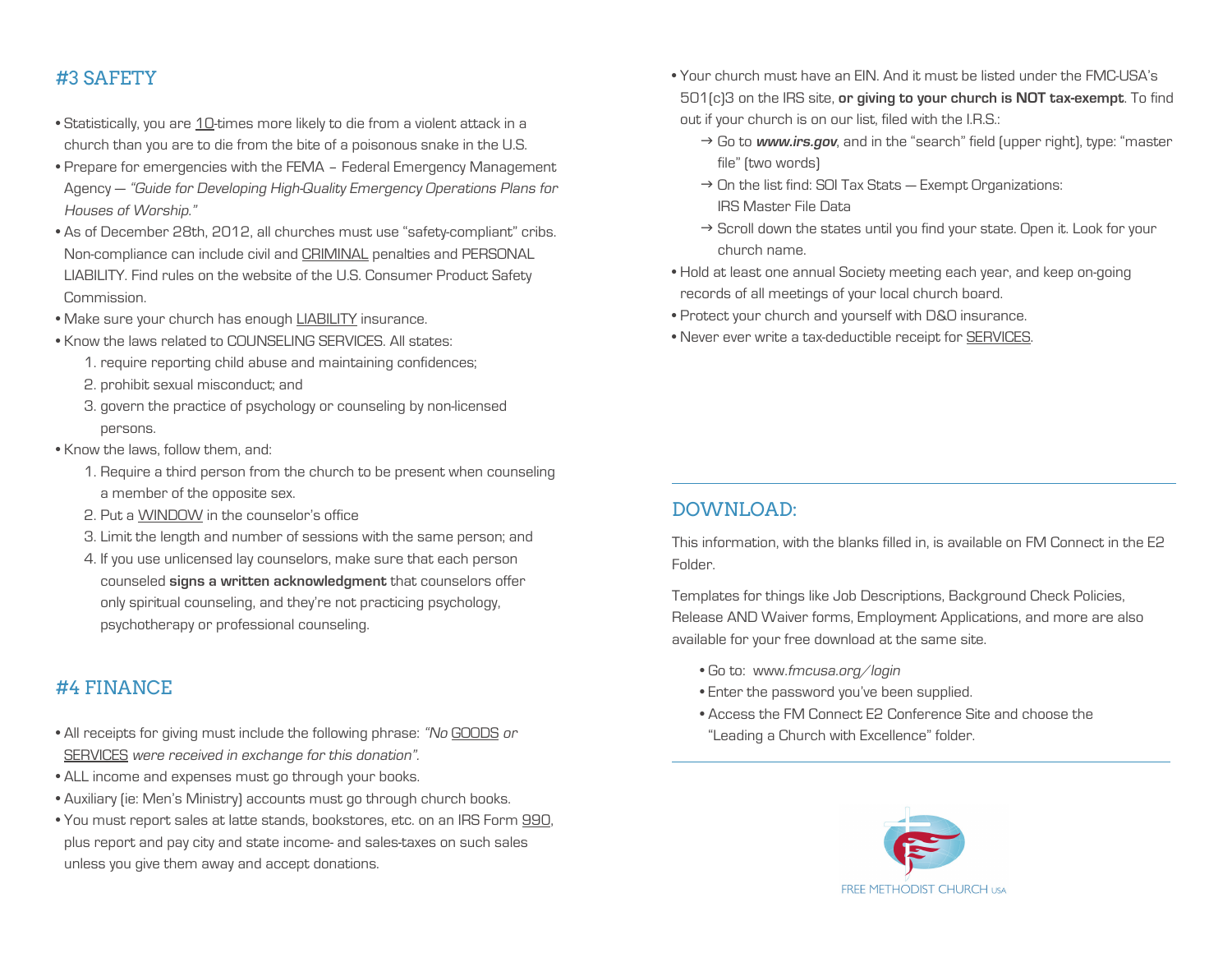## #3 SAFETY

- Statistically, you are 10-times more likely to die from a violent attack in a church than you are to die from the bite of a poisonous snake in the U.S.
- Prepare for emergencies with the FEMA – Federal Emergency Management Agency — *"Guide for Developing High-Quality Emergency Operations Plans for Houses of Worship."*
- As of December 28th, 2012, all churches must use "safety-compliant" cribs. Non-compliance can include civil and CRIMINAL penalties and PERSONAL LIABILITY. Find rules on the website of the U.S. Consumer Product Safety Commission.
- Make sure your church has enough LIABILITY insurance.
- Know the laws related to COUNSELING SERVICES. All states:
    1. require reporting child abuse and maintaining confidences;
    2. prohibit sexual misconduct; and
    3. govern the practice of psychology or counseling by non-licensed persons.
- Know the laws, follow them, and:
    1. Require a third person from the church to be present when counseling a member of the opposite sex.
    2. Put a WINDOW in the counselor's office
    3. Limit the length and number of sessions with the same person; and
    4. If you use unlicensed lay counselors, make sure that each person counseled **signs a written acknowledgment** that counselors offer only spiritual counseling, and they're not practicing psychology, psychotherapy or professional counseling.

## #4 FINANCE

- All receipts for giving must include the following phrase: *"No GOODS or SERVICES were received in exchange for this donation".*
- ALL income and expenses must go through your books.
- Auxiliary (ie: Men's Ministry) accounts must go through church books.
- You must report sales at latte stands, bookstores, etc. on an IRS Form 990, plus report and pay city and state income- and sales-taxes on such sales unless you give them away and accept donations.
- Your church must have an EIN. And it must be listed under the FMC-USA's 501(c)3 on the IRS site, **or giving to your church is NOT tax-exempt**. To find out if your church is on our list, filed with the I.R.S.:
    - → Go to ***www.irs.gov***, and in the "search" field (upper right), type: "master file" (two words)
    - → On the list find: SOI Tax Stats — Exempt Organizations: IRS Master File Data
    - → Scroll down the states until you find your state. Open it. Look for your church name.
- Hold at least one annual Society meeting each year, and keep on-going records of all meetings of your local church board.
- Protect your church and yourself with D&O insurance.
- Never ever write a tax-deductible receipt for SERVICES.

---

## DOWNLOAD:

This information, with the blanks filled in, is available on FM Connect in the E2 Folder.

Templates for things like Job Descriptions, Background Check Policies, Release AND Waiver forms, Employment Applications, and more are also available for your free download at the same site.

- Go to: www.*fmcusa.org/login*
- Enter the password you've been supplied.
- Access the FM Connect E2 Conference Site and choose the "Leading a Church with Excellence" folder.

---

FREE METHODIST CHURCH USA